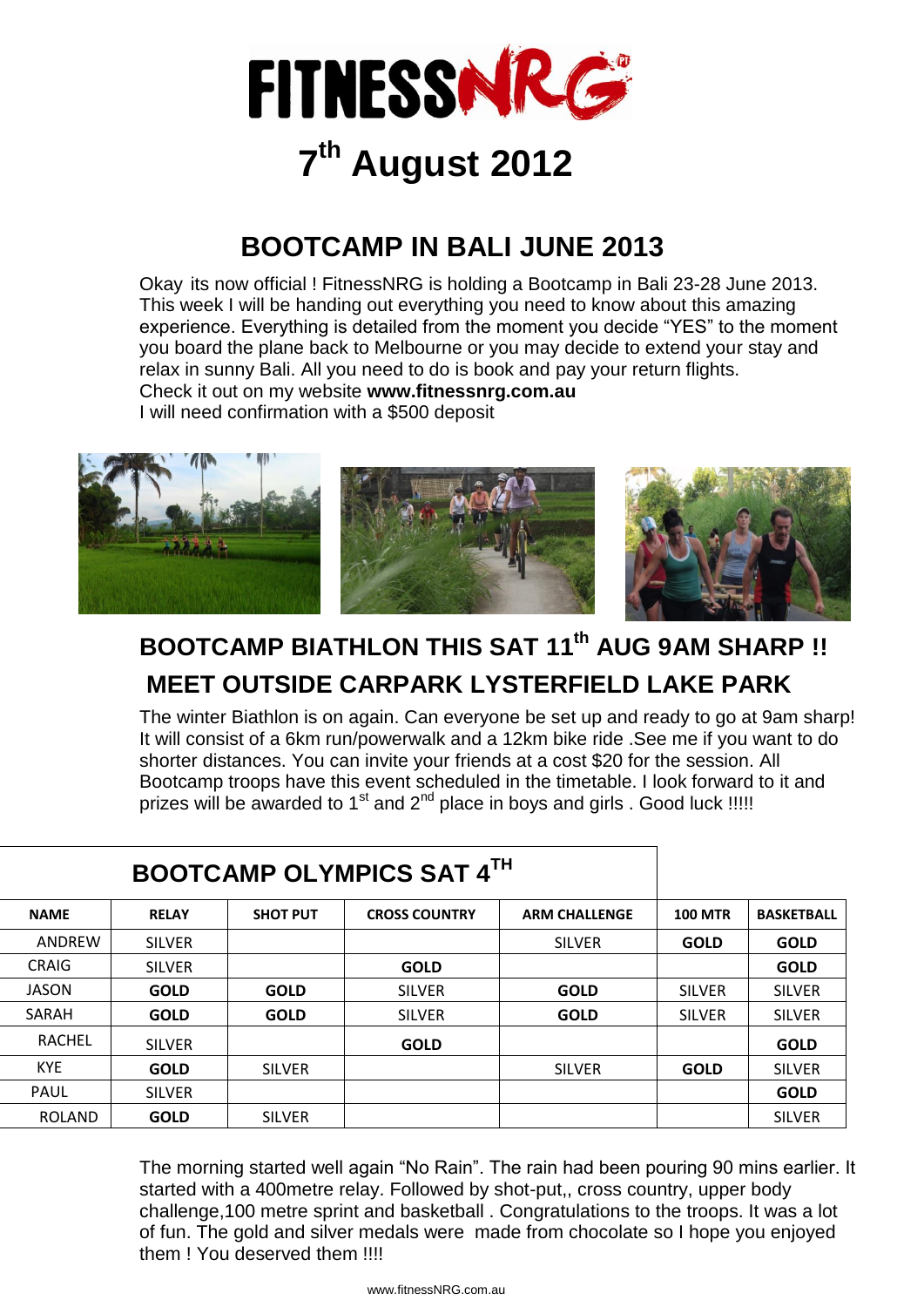# FITNESSNRG

## 7th August 2012

## BOOTCAMP IN BALI JUNE 2013

Okay its now official ! FitnessNRG is holding a Bootcamp in Bali 23-28 June 2013. This week I will be handing out everything you need to know about this amazing experience. Everything is detailed from the moment you decide "YES" to the moment you board the plane back to Melbourne or you may decide to extend your stay and relax in sunny Bali. All you need to do is book and pay your return flights.
Check it out on my website **www.fitnessnrg.com.au**
I will need confirmation with a $500 deposit

## BOOTCAMP BIATHLON THIS SAT 11th AUG 9AM SHARP !!
## MEET OUTSIDE CARPARK LYSTERFIELD LAKE PARK

The winter Biathlon is on again. Can everyone be set up and ready to go at 9am sharp! It will consist of a 6km run/powerwalk and a 12km bike ride .See me if you want to do shorter distances. You can invite your friends at a cost $20 for the session. All Bootcamp troops have this event scheduled in the timetable. I look forward to it and prizes will be awarded to 1st and 2nd place in boys and girls . Good luck !!!!!

## BOOTCAMP OLYMPICS SAT 4TH

| NAME | RELAY | SHOT PUT | CROSS COUNTRY | ARM CHALLENGE | 100 MTR | BASKETBALL |
|---|---|---|---|---|---|---|
| ANDREW | SILVER | | | SILVER | **GOLD** | **GOLD** |
| CRAIG | SILVER | | **GOLD** | | | **GOLD** |
| JASON | **GOLD** | **GOLD** | SILVER | **GOLD** | SILVER | SILVER |
| SARAH | **GOLD** | **GOLD** | SILVER | **GOLD** | SILVER | SILVER |
| RACHEL | SILVER | | **GOLD** | | | **GOLD** |
| KYE | **GOLD** | SILVER | | SILVER | **GOLD** | SILVER |
| PAUL | SILVER | | | | | **GOLD** |
| ROLAND | **GOLD** | SILVER | | | | SILVER |

The morning started well again "No Rain". The rain had been pouring 90 mins earlier. It started with a 400metre relay. Followed by shot-put,, cross country, upper body challenge,100 metre sprint and basketball . Congratulations to the troops. It was a lot of fun. The gold and silver medals were made from chocolate so I hope you enjoyed them ! You deserved them !!!!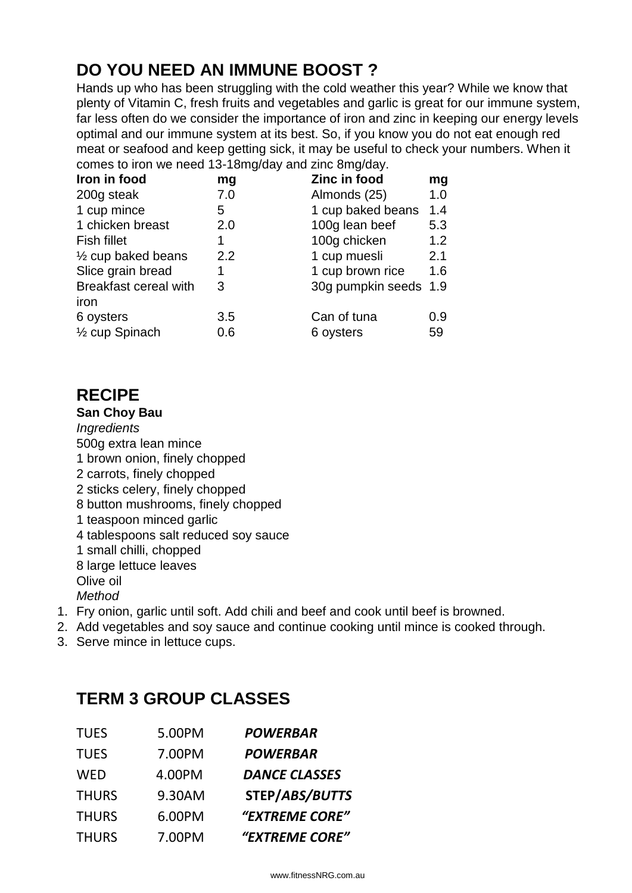## DO YOU NEED AN IMMUNE BOOST ?

Hands up who has been struggling with the cold weather this year? While we know that plenty of Vitamin C, fresh fruits and vegetables and garlic is great for our immune system, far less often do we consider the importance of iron and zinc in keeping our energy levels optimal and our immune system at its best. So, if you know you do not eat enough red meat or seafood and keep getting sick, it may be useful to check your numbers. When it comes to iron we need 13-18mg/day and zinc 8mg/day.

| Iron in food | mg | Zinc in food | mg |
|---|---|---|---|
| 200g steak | 7.0 | Almonds (25) | 1.0 |
| 1 cup mince | 5 | 1 cup baked beans | 1.4 |
| 1 chicken breast | 2.0 | 100g lean beef | 5.3 |
| Fish fillet | 1 | 100g chicken | 1.2 |
| ½ cup baked beans | 2.2 | 1 cup muesli | 2.1 |
| Slice grain bread | 1 | 1 cup brown rice | 1.6 |
| Breakfast cereal with iron | 3 | 30g pumpkin seeds | 1.9 |
| 6 oysters | 3.5 | Can of tuna | 0.9 |
| ½ cup Spinach | 0.6 | 6 oysters | 59 |

## RECIPE

**San Choy Bau**

*Ingredients*

500g extra lean mince
1 brown onion, finely chopped
2 carrots, finely chopped
2 sticks celery, finely chopped
8 button mushrooms, finely chopped
1 teaspoon minced garlic
4 tablespoons salt reduced soy sauce
1 small chilli, chopped
8 large lettuce leaves
Olive oil

*Method*

1. Fry onion, garlic until soft. Add chili and beef and cook until beef is browned.
2. Add vegetables and soy sauce and continue cooking until mince is cooked through.
3. Serve mince in lettuce cups.

## TERM 3 GROUP CLASSES

| | | |
|---|---|---|
| TUES | 5.00PM | ***POWERBAR*** |
| TUES | 7.00PM | ***POWERBAR*** |
| WED | 4.00PM | ***DANCE CLASSES*** |
| THURS | 9.30AM | **STEP/*ABS/BUTTS*** |
| THURS | 6.00PM | ***"EXTREME CORE"*** |
| THURS | 7.00PM | ***"EXTREME CORE"*** |

www.fitnessNRG.com.au